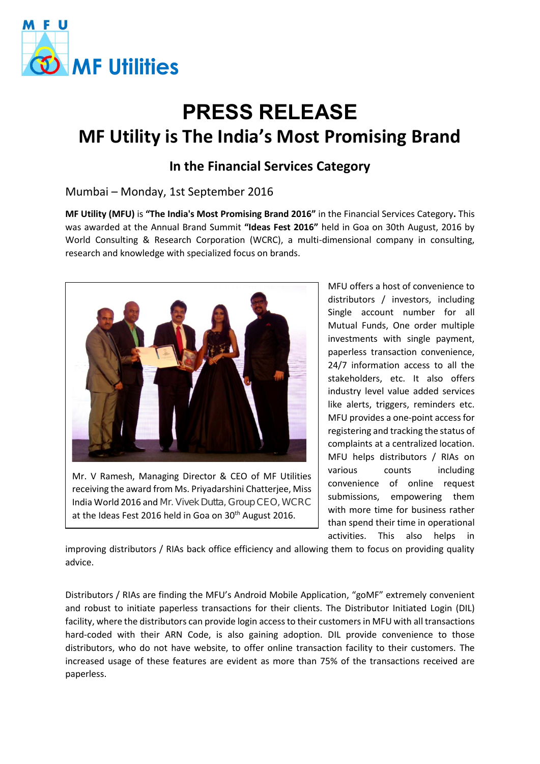MF Utilities

# PRESS RELEASE

## MF Utility is The India's Most Promising Brand

### In the Financial Services Category

Mumbai – Monday, 1st September 2016

**MF Utility (MFU)** is **"The India's Most Promising Brand 2016"** in the Financial Services Category**.** This was awarded at the Annual Brand Summit **"Ideas Fest 2016"** held in Goa on 30th August, 2016 by World Consulting & Research Corporation (WCRC), a multi-dimensional company in consulting, research and knowledge with specialized focus on brands.

Mr. V Ramesh, Managing Director & CEO of MF Utilities receiving the award from Ms. Priyadarshini Chatterjee, Miss India World 2016 and Mr. Vivek Dutta, Group CEO, WCRC at the Ideas Fest 2016 held in Goa on 30th August 2016.

MFU offers a host of convenience to distributors / investors, including Single account number for all Mutual Funds, One order multiple investments with single payment, paperless transaction convenience, 24/7 information access to all the stakeholders, etc. It also offers industry level value added services like alerts, triggers, reminders etc. MFU provides a one-point access for registering and tracking the status of complaints at a centralized location. MFU helps distributors / RIAs on various counts including convenience of online request submissions, empowering them with more time for business rather than spend their time in operational activities. This also helps in improving distributors / RIAs back office efficiency and allowing them to focus on providing quality advice.

Distributors / RIAs are finding the MFU's Android Mobile Application, "goMF" extremely convenient and robust to initiate paperless transactions for their clients. The Distributor Initiated Login (DIL) facility, where the distributors can provide login access to their customers in MFU with all transactions hard-coded with their ARN Code, is also gaining adoption. DIL provide convenience to those distributors, who do not have website, to offer online transaction facility to their customers. The increased usage of these features are evident as more than 75% of the transactions received are paperless.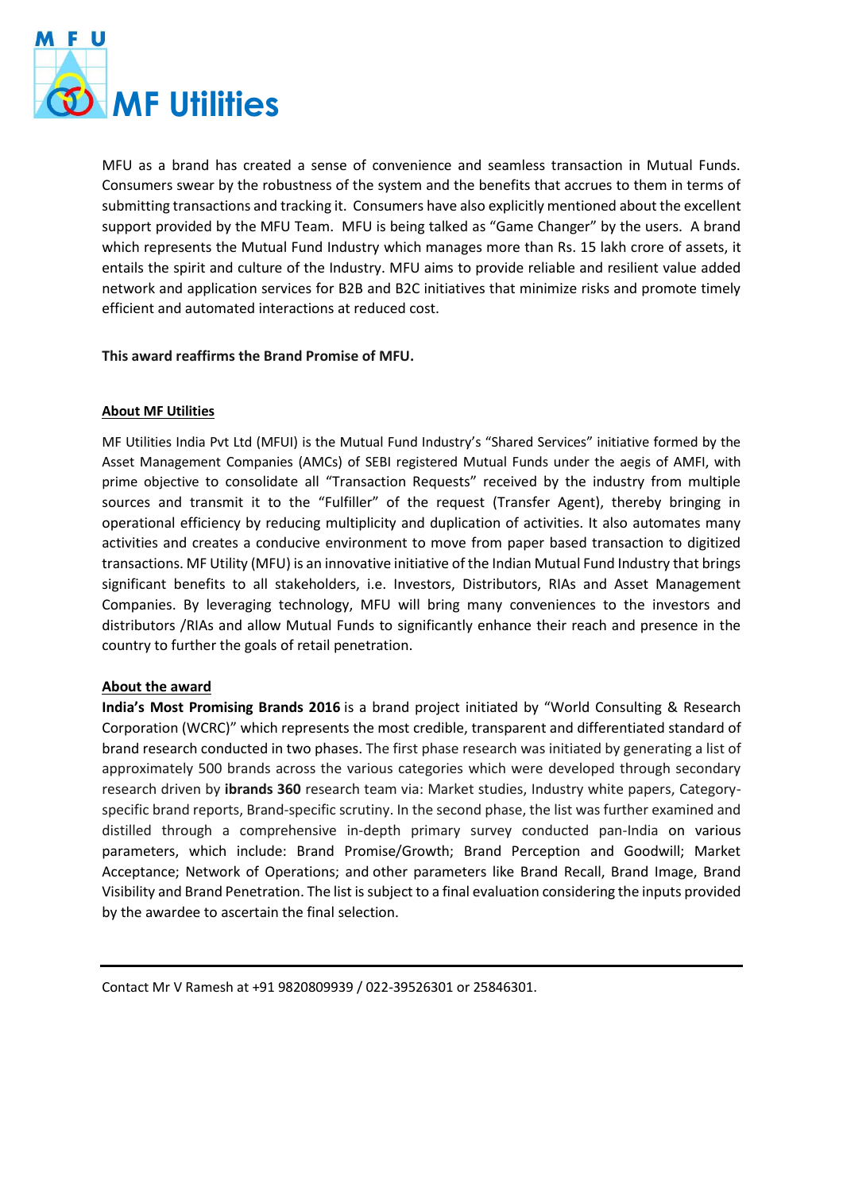MFU as a brand has created a sense of convenience and seamless transaction in Mutual Funds. Consumers swear by the robustness of the system and the benefits that accrues to them in terms of submitting transactions and tracking it. Consumers have also explicitly mentioned about the excellent support provided by the MFU Team. MFU is being talked as "Game Changer" by the users. A brand which represents the Mutual Fund Industry which manages more than Rs. 15 lakh crore of assets, it entails the spirit and culture of the Industry. MFU aims to provide reliable and resilient value added network and application services for B2B and B2C initiatives that minimize risks and promote timely efficient and automated interactions at reduced cost.

**This award reaffirms the Brand Promise of MFU.**

**About MF Utilities**

MF Utilities India Pvt Ltd (MFUI) is the Mutual Fund Industry's "Shared Services" initiative formed by the Asset Management Companies (AMCs) of SEBI registered Mutual Funds under the aegis of AMFI, with prime objective to consolidate all "Transaction Requests" received by the industry from multiple sources and transmit it to the "Fulfiller" of the request (Transfer Agent), thereby bringing in operational efficiency by reducing multiplicity and duplication of activities. It also automates many activities and creates a conducive environment to move from paper based transaction to digitized transactions. MF Utility (MFU) is an innovative initiative of the Indian Mutual Fund Industry that brings significant benefits to all stakeholders, i.e. Investors, Distributors, RIAs and Asset Management Companies. By leveraging technology, MFU will bring many conveniences to the investors and distributors /RIAs and allow Mutual Funds to significantly enhance their reach and presence in the country to further the goals of retail penetration.

**About the award**

**India's Most Promising Brands 2016** is a brand project initiated by "World Consulting & Research Corporation (WCRC)" which represents the most credible, transparent and differentiated standard of brand research conducted in two phases. The first phase research was initiated by generating a list of approximately 500 brands across the various categories which were developed through secondary research driven by **ibrands 360** research team via: Market studies, Industry white papers, Category-specific brand reports, Brand-specific scrutiny. In the second phase, the list was further examined and distilled through a comprehensive in-depth primary survey conducted pan-India on various parameters, which include: Brand Promise/Growth; Brand Perception and Goodwill; Market Acceptance; Network of Operations; and other parameters like Brand Recall, Brand Image, Brand Visibility and Brand Penetration. The list is subject to a final evaluation considering the inputs provided by the awardee to ascertain the final selection.

---

Contact Mr V Ramesh at +91 9820809939 / 022-39526301 or 25846301.